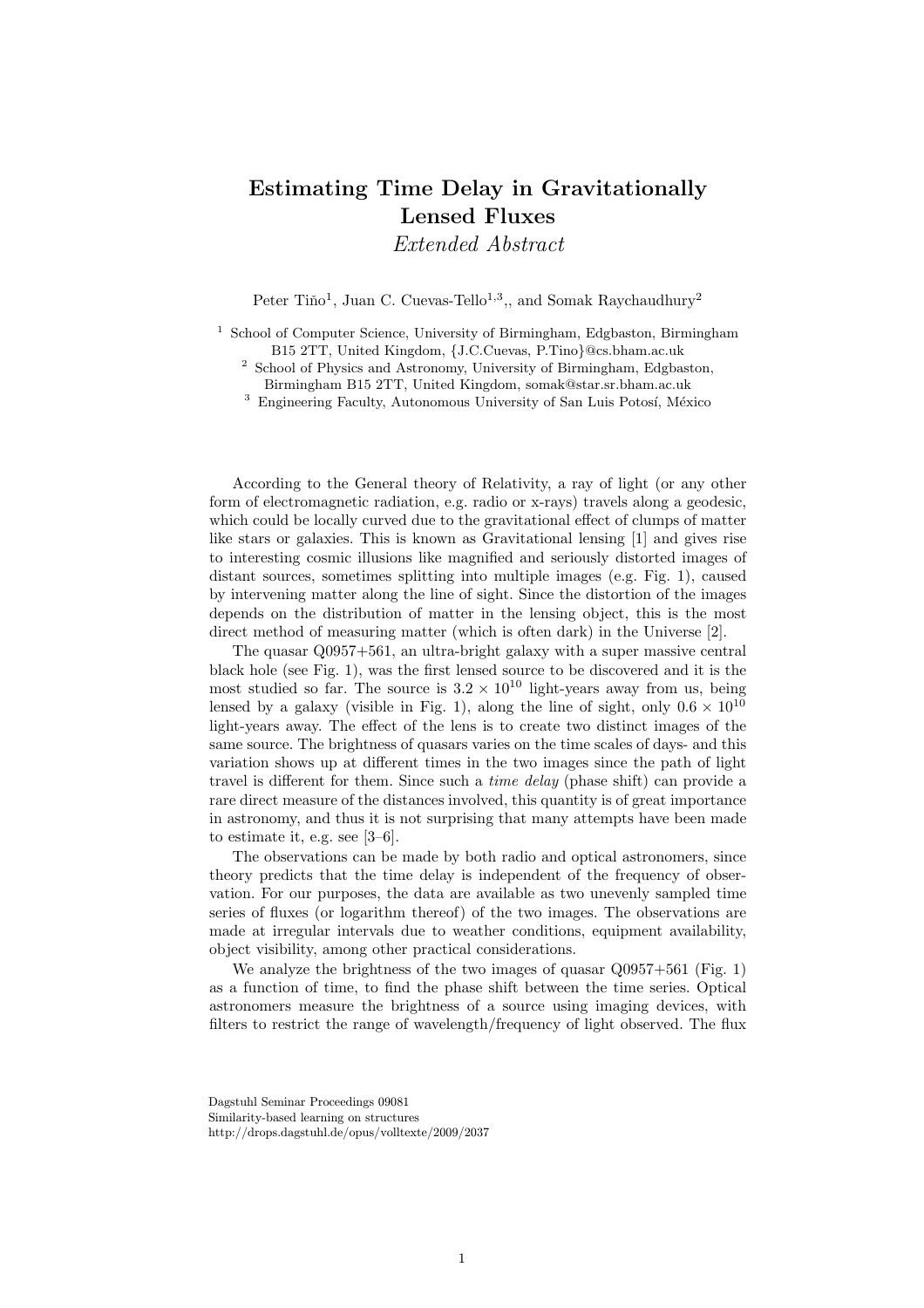# Estimating Time Delay in Gravitationally Lensed Fluxes

*Extended Abstract*

Peter Tiňo[1], Juan C. Cuevas-Tello[1,3],, and Somak Raychaudhury[2]

[1] School of Computer Science, University of Birmingham, Edgbaston, Birmingham B15 2TT, United Kingdom, {J.C.Cuevas, P.Tino}@cs.bham.ac.uk

[2] School of Physics and Astronomy, University of Birmingham, Edgbaston, Birmingham B15 2TT, United Kingdom, somak@star.sr.bham.ac.uk

[3] Engineering Faculty, Autonomous University of San Luis Potosí, México

According to the General theory of Relativity, a ray of light (or any other form of electromagnetic radiation, e.g. radio or x-rays) travels along a geodesic, which could be locally curved due to the gravitational effect of clumps of matter like stars or galaxies. This is known as Gravitational lensing [1] and gives rise to interesting cosmic illusions like magnified and seriously distorted images of distant sources, sometimes splitting into multiple images (e.g. Fig. 1), caused by intervening matter along the line of sight. Since the distortion of the images depends on the distribution of matter in the lensing object, this is the most direct method of measuring matter (which is often dark) in the Universe [2].

The quasar Q0957+561, an ultra-bright galaxy with a super massive central black hole (see Fig. 1), was the first lensed source to be discovered and it is the most studied so far. The source is $3.2 \times 10^{10}$ light-years away from us, being lensed by a galaxy (visible in Fig. 1), along the line of sight, only $0.6 \times 10^{10}$ light-years away. The effect of the lens is to create two distinct images of the same source. The brightness of quasars varies on the time scales of days- and this variation shows up at different times in the two images since the path of light travel is different for them. Since such a *time delay* (phase shift) can provide a rare direct measure of the distances involved, this quantity is of great importance in astronomy, and thus it is not surprising that many attempts have been made to estimate it, e.g. see [3–6].

The observations can be made by both radio and optical astronomers, since theory predicts that the time delay is independent of the frequency of observation. For our purposes, the data are available as two unevenly sampled time series of fluxes (or logarithm thereof) of the two images. The observations are made at irregular intervals due to weather conditions, equipment availability, object visibility, among other practical considerations.

We analyze the brightness of the two images of quasar Q0957+561 (Fig. 1) as a function of time, to find the phase shift between the time series. Optical astronomers measure the brightness of a source using imaging devices, with filters to restrict the range of wavelength/frequency of light observed. The flux

Dagstuhl Seminar Proceedings 09081
Similarity-based learning on structures
http://drops.dagstuhl.de/opus/volltexte/2009/2037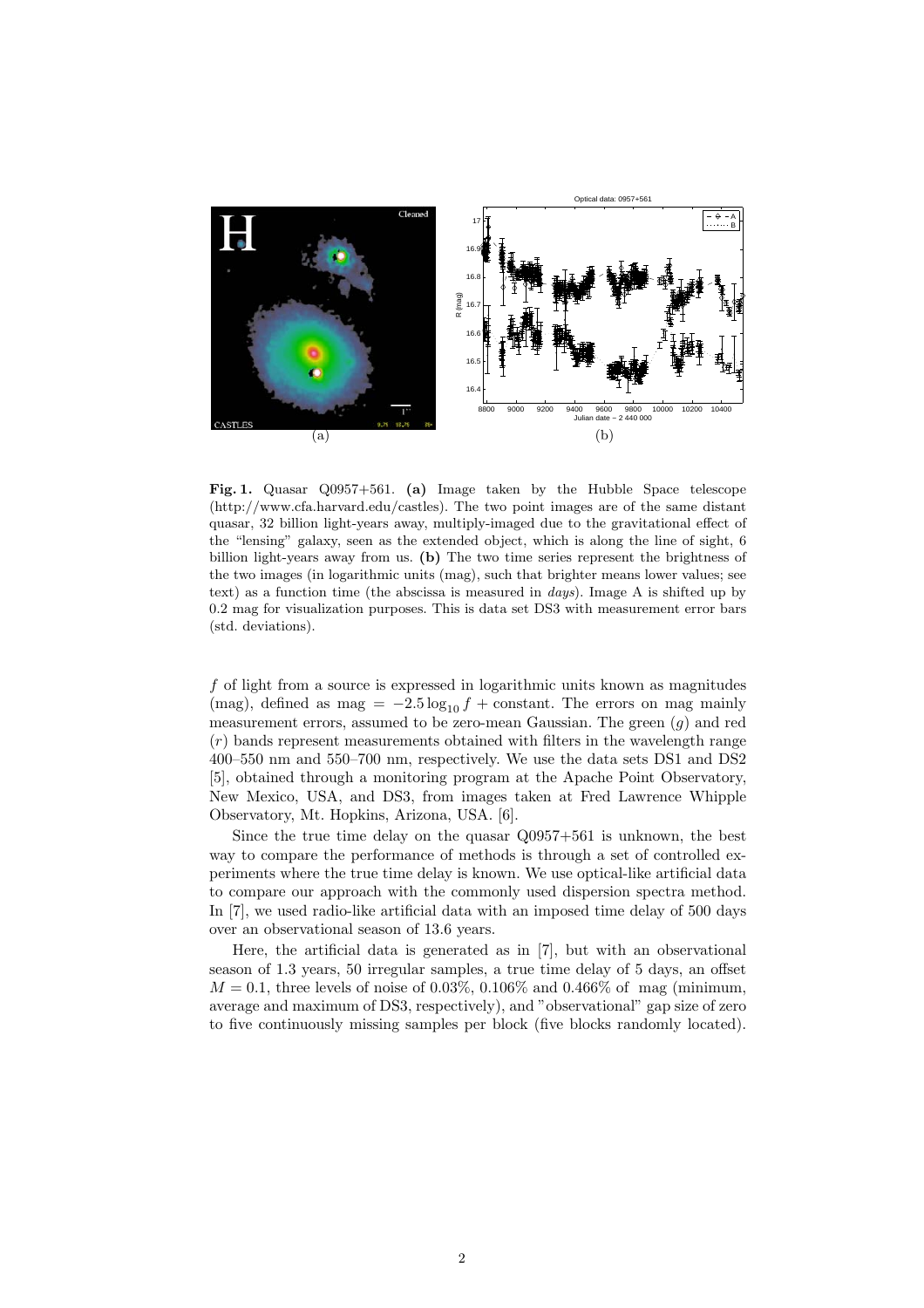**Fig. 1.** Quasar Q0957+561. **(a)** Image taken by the Hubble Space telescope (http://www.cfa.harvard.edu/castles). The two point images are of the same distant quasar, 32 billion light-years away, multiply-imaged due to the gravitational effect of the "lensing" galaxy, seen as the extended object, which is along the line of sight, 6 billion light-years away from us. **(b)** The two time series represent the brightness of the two images (in logarithmic units (mag), such that brighter means lower values; see text) as a function time (the abscissa is measured in *days*). Image A is shifted up by 0.2 mag for visualization purposes. This is data set DS3 with measurement error bars (std. deviations).

$f$ of light from a source is expressed in logarithmic units known as magnitudes (mag), defined as mag $= -2.5 \log_{10} f +$ constant. The errors on mag mainly measurement errors, assumed to be zero-mean Gaussian. The green ($g$) and red ($r$) bands represent measurements obtained with filters in the wavelength range 400–550 nm and 550–700 nm, respectively. We use the data sets DS1 and DS2 [5], obtained through a monitoring program at the Apache Point Observatory, New Mexico, USA, and DS3, from images taken at Fred Lawrence Whipple Observatory, Mt. Hopkins, Arizona, USA. [6].

Since the true time delay on the quasar Q0957+561 is unknown, the best way to compare the performance of methods is through a set of controlled experiments where the true time delay is known. We use optical-like artificial data to compare our approach with the commonly used dispersion spectra method. In [7], we used radio-like artificial data with an imposed time delay of 500 days over an observational season of 13.6 years.

Here, the artificial data is generated as in [7], but with an observational season of 1.3 years, 50 irregular samples, a true time delay of 5 days, an offset $M = 0.1$, three levels of noise of 0.03%, 0.106% and 0.466% of mag (minimum, average and maximum of DS3, respectively), and "observational" gap size of zero to five continuously missing samples per block (five blocks randomly located).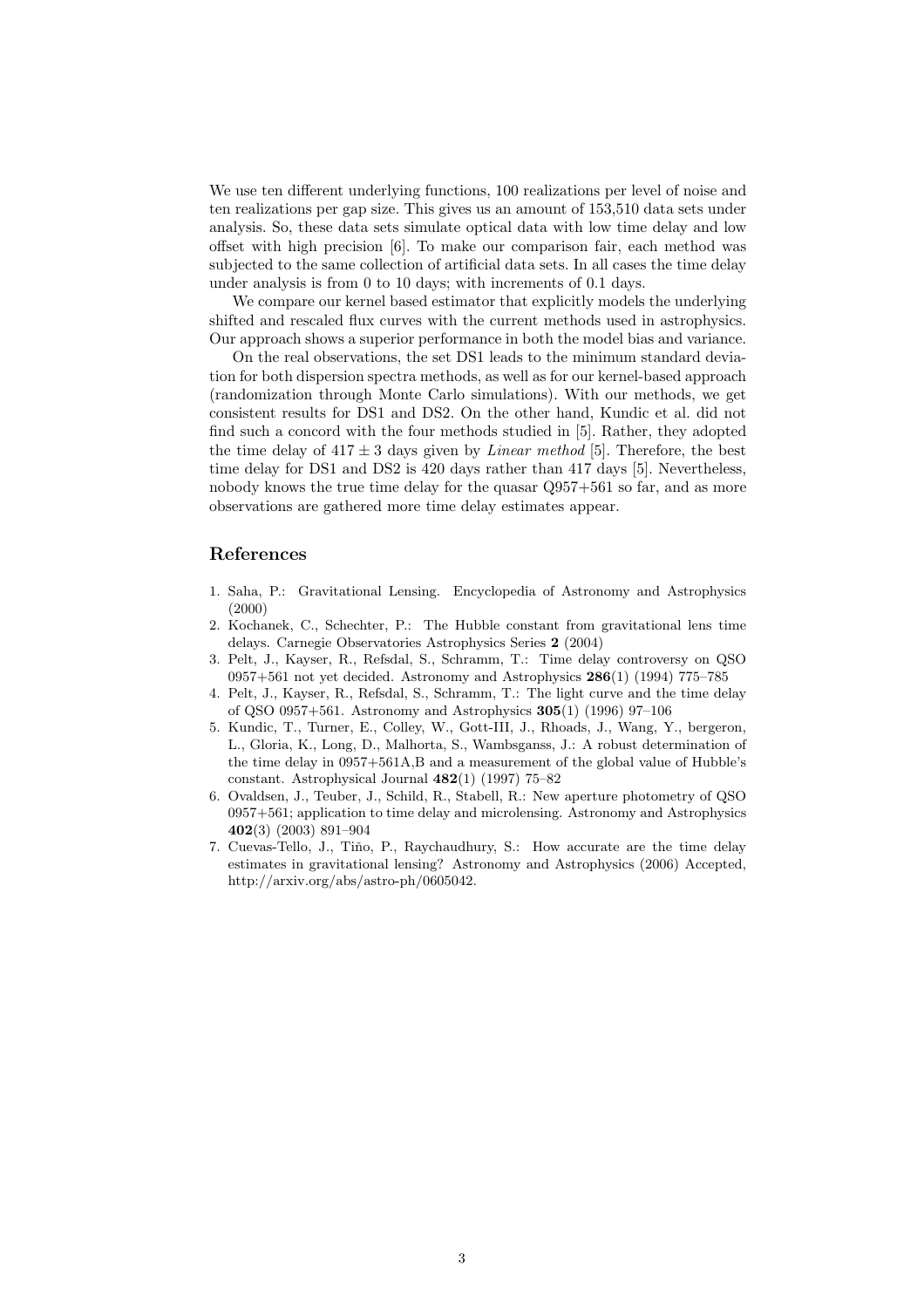We use ten different underlying functions, 100 realizations per level of noise and ten realizations per gap size. This gives us an amount of 153,510 data sets under analysis. So, these data sets simulate optical data with low time delay and low offset with high precision [6]. To make our comparison fair, each method was subjected to the same collection of artificial data sets. In all cases the time delay under analysis is from 0 to 10 days; with increments of 0.1 days.

We compare our kernel based estimator that explicitly models the underlying shifted and rescaled flux curves with the current methods used in astrophysics. Our approach shows a superior performance in both the model bias and variance.

On the real observations, the set DS1 leads to the minimum standard deviation for both dispersion spectra methods, as well as for our kernel-based approach (randomization through Monte Carlo simulations). With our methods, we get consistent results for DS1 and DS2. On the other hand, Kundic et al. did not find such a concord with the four methods studied in [5]. Rather, they adopted the time delay of $417 \pm 3$ days given by *Linear method* [5]. Therefore, the best time delay for DS1 and DS2 is 420 days rather than 417 days [5]. Nevertheless, nobody knows the true time delay for the quasar Q957+561 so far, and as more observations are gathered more time delay estimates appear.

## References

1. Saha, P.: Gravitational Lensing. Encyclopedia of Astronomy and Astrophysics (2000)
2. Kochanek, C., Schechter, P.: The Hubble constant from gravitational lens time delays. Carnegie Observatories Astrophysics Series **2** (2004)
3. Pelt, J., Kayser, R., Refsdal, S., Schramm, T.: Time delay controversy on QSO 0957+561 not yet decided. Astronomy and Astrophysics **286**(1) (1994) 775–785
4. Pelt, J., Kayser, R., Refsdal, S., Schramm, T.: The light curve and the time delay of QSO 0957+561. Astronomy and Astrophysics **305**(1) (1996) 97–106
5. Kundic, T., Turner, E., Colley, W., Gott-III, J., Rhoads, J., Wang, Y., bergeron, L., Gloria, K., Long, D., Malhorta, S., Wambsganss, J.: A robust determination of the time delay in 0957+561A,B and a measurement of the global value of Hubble's constant. Astrophysical Journal **482**(1) (1997) 75–82
6. Ovaldsen, J., Teuber, J., Schild, R., Stabell, R.: New aperture photometry of QSO 0957+561; application to time delay and microlensing. Astronomy and Astrophysics **402**(3) (2003) 891–904
7. Cuevas-Tello, J., Tiňo, P., Raychaudhury, S.: How accurate are the time delay estimates in gravitational lensing? Astronomy and Astrophysics (2006) Accepted, http://arxiv.org/abs/astro-ph/0605042.